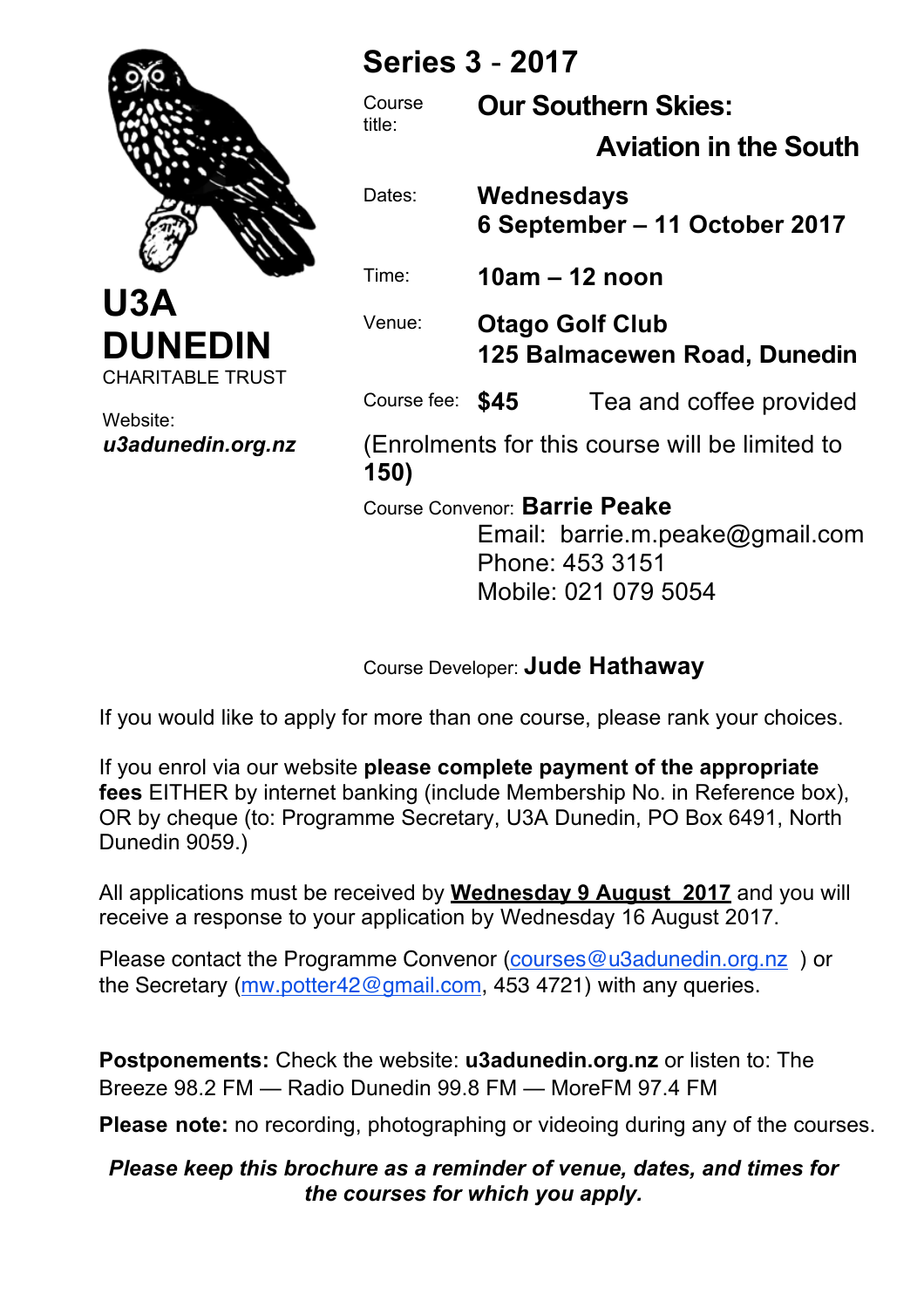# U3A DUNEDIN

CHARITABLE TRUST

Website:
***u3adunedin.org.nz***

## Series 3 - 2017

| | |
|---|---|
| Course title: | **Our Southern Skies: Aviation in the South** |
| Dates: | **Wednesdays 6 September – 11 October 2017** |
| Time: | **10am – 12 noon** |
| Venue: | **Otago Golf Club 125 Balmacewen Road, Dunedin** |
| Course fee: | **$45** Tea and coffee provided |

(Enrolments for this course will be limited to **150)**

Course Convenor: **Barrie Peake**
Email: barrie.m.peake@gmail.com
Phone: 453 3151
Mobile: 021 079 5054

Course Developer: **Jude Hathaway**

If you would like to apply for more than one course, please rank your choices.

If you enrol via our website **please complete payment of the appropriate fees** EITHER by internet banking (include Membership No. in Reference box), OR by cheque (to: Programme Secretary, U3A Dunedin, PO Box 6491, North Dunedin 9059.)

All applications must be received by **Wednesday 9 August 2017** and you will receive a response to your application by Wednesday 16 August 2017.

Please contact the Programme Convenor (courses@u3adunedin.org.nz ) or the Secretary (mw.potter42@gmail.com, 453 4721) with any queries.

**Postponements:** Check the website: **u3adunedin.org.nz** or listen to: The Breeze 98.2 FM — Radio Dunedin 99.8 FM — MoreFM 97.4 FM

**Please note:** no recording, photographing or videoing during any of the courses.

***Please keep this brochure as a reminder of venue, dates, and times for the courses for which you apply.***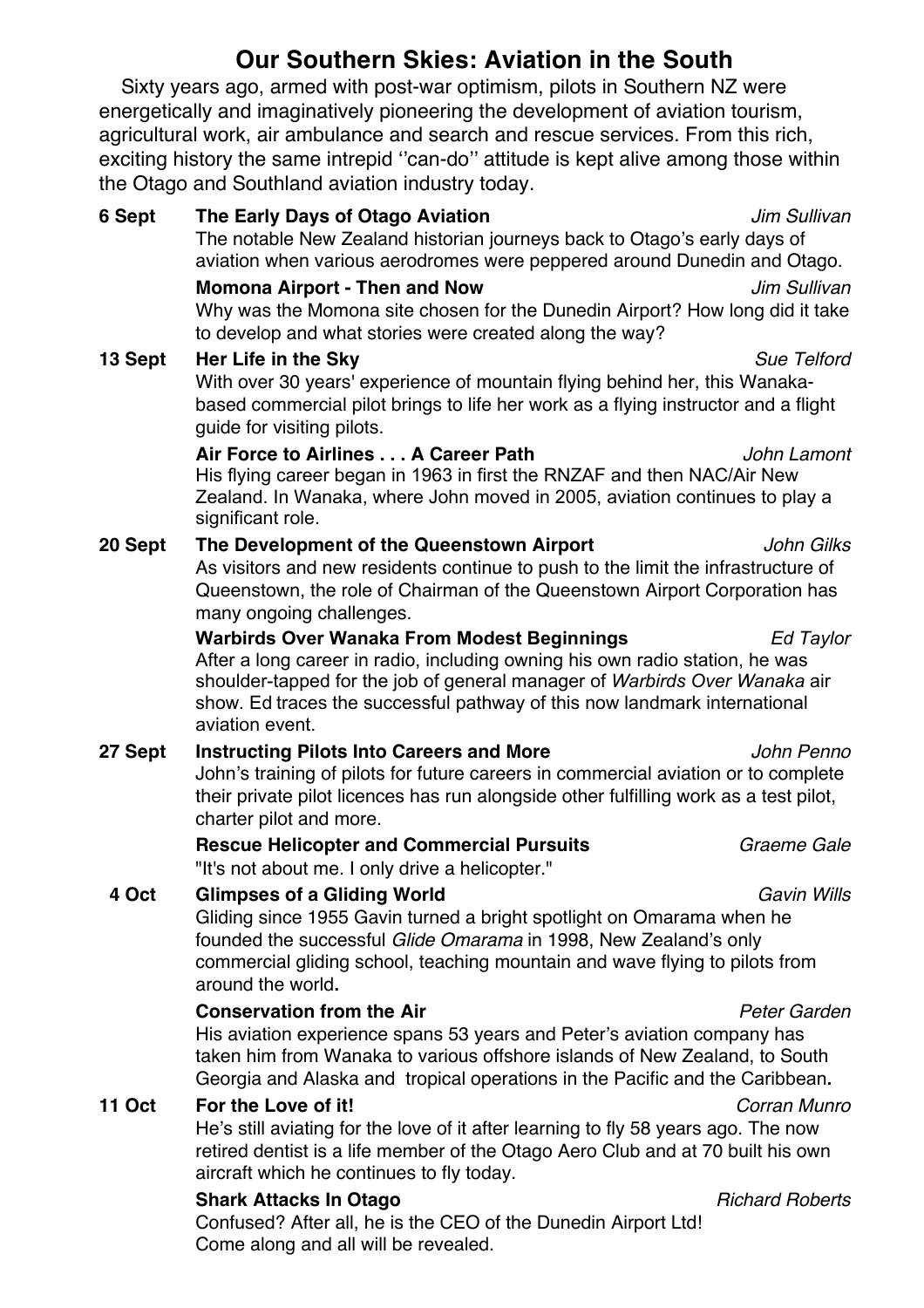# Our Southern Skies: Aviation in the South

Sixty years ago, armed with post-war optimism, pilots in Southern NZ were energetically and imaginatively pioneering the development of aviation tourism, agricultural work, air ambulance and search and rescue services. From this rich, exciting history the same intrepid ''can-do'' attitude is kept alive among those within the Otago and Southland aviation industry today.

**6 Sept**

**The Early Days of Otago Aviation** — *Jim Sullivan*
The notable New Zealand historian journeys back to Otago's early days of aviation when various aerodromes were peppered around Dunedin and Otago.

**Momona Airport - Then and Now** — *Jim Sullivan*
Why was the Momona site chosen for the Dunedin Airport? How long did it take to develop and what stories were created along the way?

**13 Sept**

**Her Life in the Sky** — *Sue Telford*
With over 30 years' experience of mountain flying behind her, this Wanaka-based commercial pilot brings to life her work as a flying instructor and a flight guide for visiting pilots.

**Air Force to Airlines . . . A Career Path** — *John Lamont*
His flying career began in 1963 in first the RNZAF and then NAC/Air New Zealand. In Wanaka, where John moved in 2005, aviation continues to play a significant role.

**20 Sept**

**The Development of the Queenstown Airport** — *John Gilks*
As visitors and new residents continue to push to the limit the infrastructure of Queenstown, the role of Chairman of the Queenstown Airport Corporation has many ongoing challenges.

**Warbirds Over Wanaka From Modest Beginnings** — *Ed Taylor*
After a long career in radio, including owning his own radio station, he was shoulder-tapped for the job of general manager of *Warbirds Over Wanaka* air show. Ed traces the successful pathway of this now landmark international aviation event.

**27 Sept**

**Instructing Pilots Into Careers and More** — *John Penno*
John's training of pilots for future careers in commercial aviation or to complete their private pilot licences has run alongside other fulfilling work as a test pilot, charter pilot and more.

**Rescue Helicopter and Commercial Pursuits** — *Graeme Gale*
"It's not about me. I only drive a helicopter."

**4 Oct**

**Glimpses of a Gliding World** — *Gavin Wills*
Gliding since 1955 Gavin turned a bright spotlight on Omarama when he founded the successful *Glide Omarama* in 1998, New Zealand's only commercial gliding school, teaching mountain and wave flying to pilots from around the world.

**Conservation from the Air** — *Peter Garden*
His aviation experience spans 53 years and Peter's aviation company has taken him from Wanaka to various offshore islands of New Zealand, to South Georgia and Alaska and tropical operations in the Pacific and the Caribbean.

**11 Oct**

**For the Love of it!** — *Corran Munro*
He's still aviating for the love of it after learning to fly 58 years ago. The now retired dentist is a life member of the Otago Aero Club and at 70 built his own aircraft which he continues to fly today.

**Shark Attacks In Otago** — *Richard Roberts*
Confused? After all, he is the CEO of the Dunedin Airport Ltd! Come along and all will be revealed.